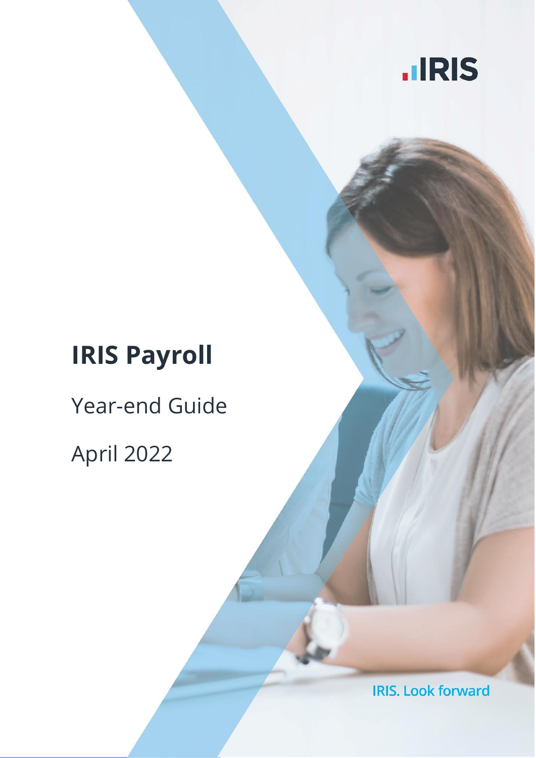IRIS

# IRIS Payroll

Year-end Guide

April 2022

IRIS. Look forward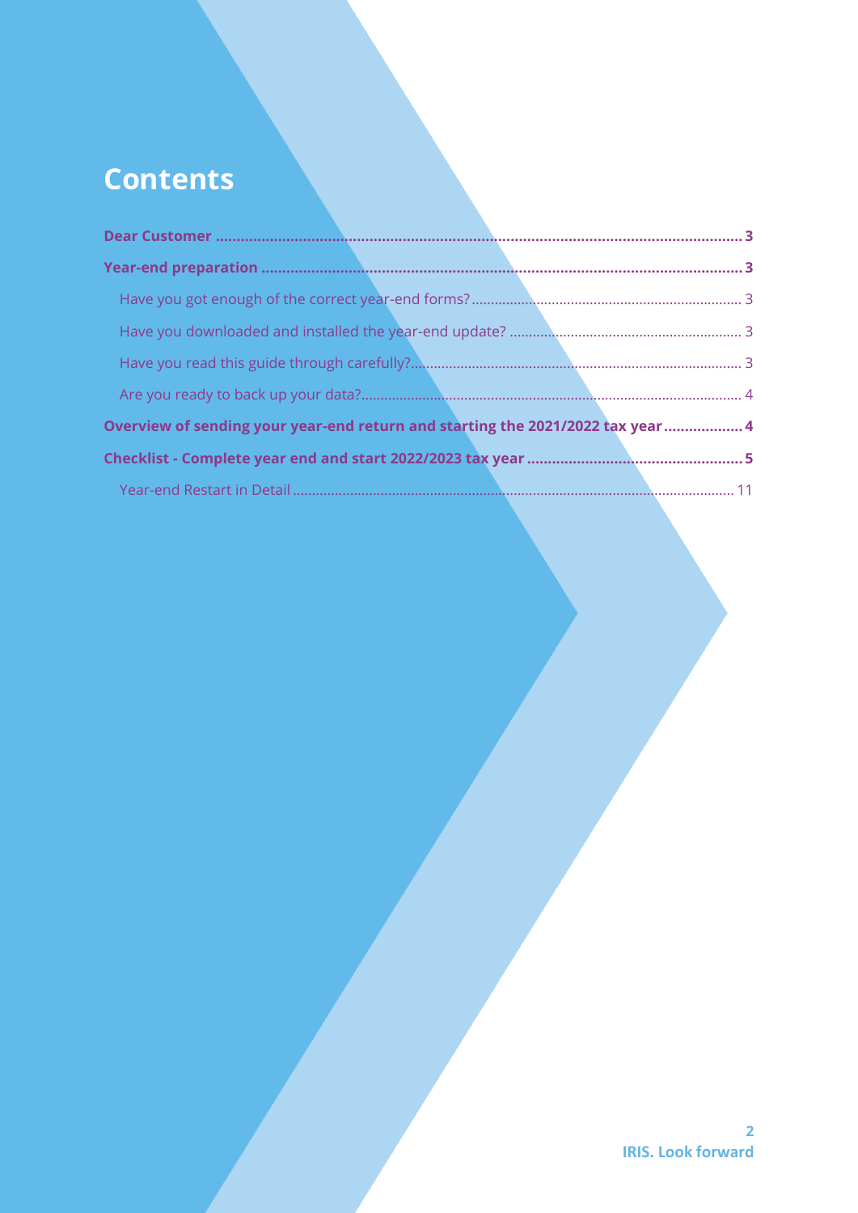# Contents

**Dear Customer** ........................................................................ **3**

**Year-end preparation** ........................................................................ **3**

- Have you got enough of the correct year-end forms? ........................................ 3
- Have you downloaded and installed the year-end update? ........................................ 3
- Have you read this guide through carefully? ........................................ 3
- Are you ready to back up your data? ........................................ 4

**Overview of sending your year-end return and starting the 2021/2022 tax year** .................. **4**

**Checklist - Complete year end and start 2022/2023 tax year** .................................... **5**

- Year-end Restart in Detail ........................................ 11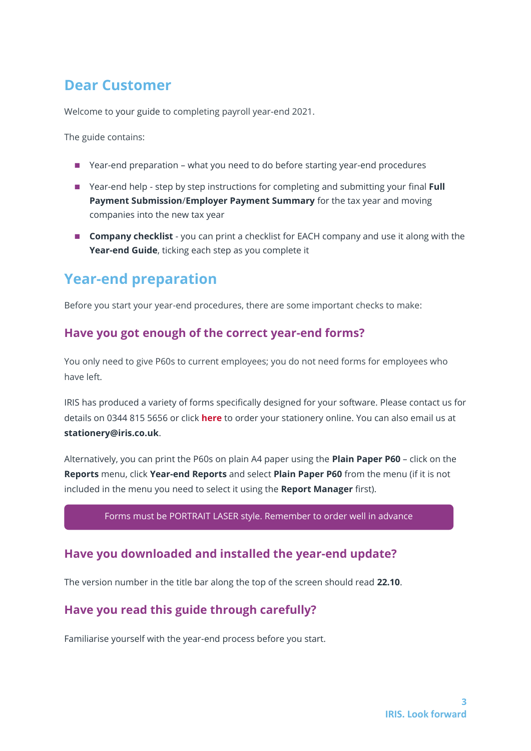# Dear Customer

Welcome to your guide to completing payroll year-end 2021.

The guide contains:

- Year-end preparation – what you need to do before starting year-end procedures
- Year-end help - step by step instructions for completing and submitting your final **Full Payment Submission**/**Employer Payment Summary** for the tax year and moving companies into the new tax year
- **Company checklist** - you can print a checklist for EACH company and use it along with the **Year-end Guide**, ticking each step as you complete it

# Year-end preparation

Before you start your year-end procedures, there are some important checks to make:

## Have you got enough of the correct year-end forms?

You only need to give P60s to current employees; you do not need forms for employees who have left.

IRIS has produced a variety of forms specifically designed for your software. Please contact us for details on 0344 815 5656 or click **here** to order your stationery online. You can also email us at **stationery@iris.co.uk**.

Alternatively, you can print the P60s on plain A4 paper using the **Plain Paper P60** – click on the **Reports** menu, click **Year-end Reports** and select **Plain Paper P60** from the menu (if it is not included in the menu you need to select it using the **Report Manager** first).

Forms must be PORTRAIT LASER style. Remember to order well in advance

## Have you downloaded and installed the year-end update?

The version number in the title bar along the top of the screen should read **22.10**.

## Have you read this guide through carefully?

Familiarise yourself with the year-end process before you start.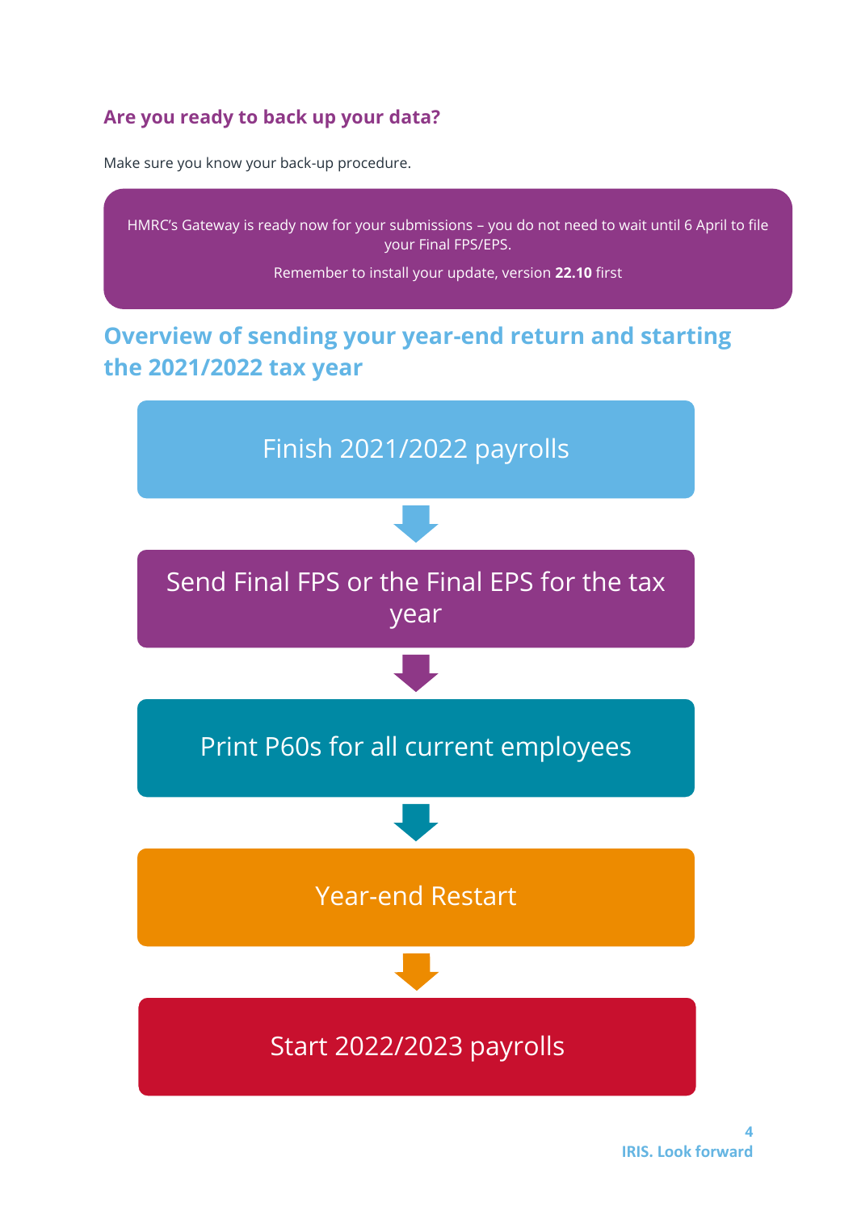### Are you ready to back up your data?

Make sure you know your back-up procedure.

> HMRC's Gateway is ready now for your submissions – you do not need to wait until 6 April to file your Final FPS/EPS.
>
> Remember to install your update, version **22.10** first

## Overview of sending your year-end return and starting the 2021/2022 tax year

Finish 2021/2022 payrolls

↓

Send Final FPS or the Final EPS for the tax year

↓

Print P60s for all current employees

↓

Year-end Restart

↓

Start 2022/2023 payrolls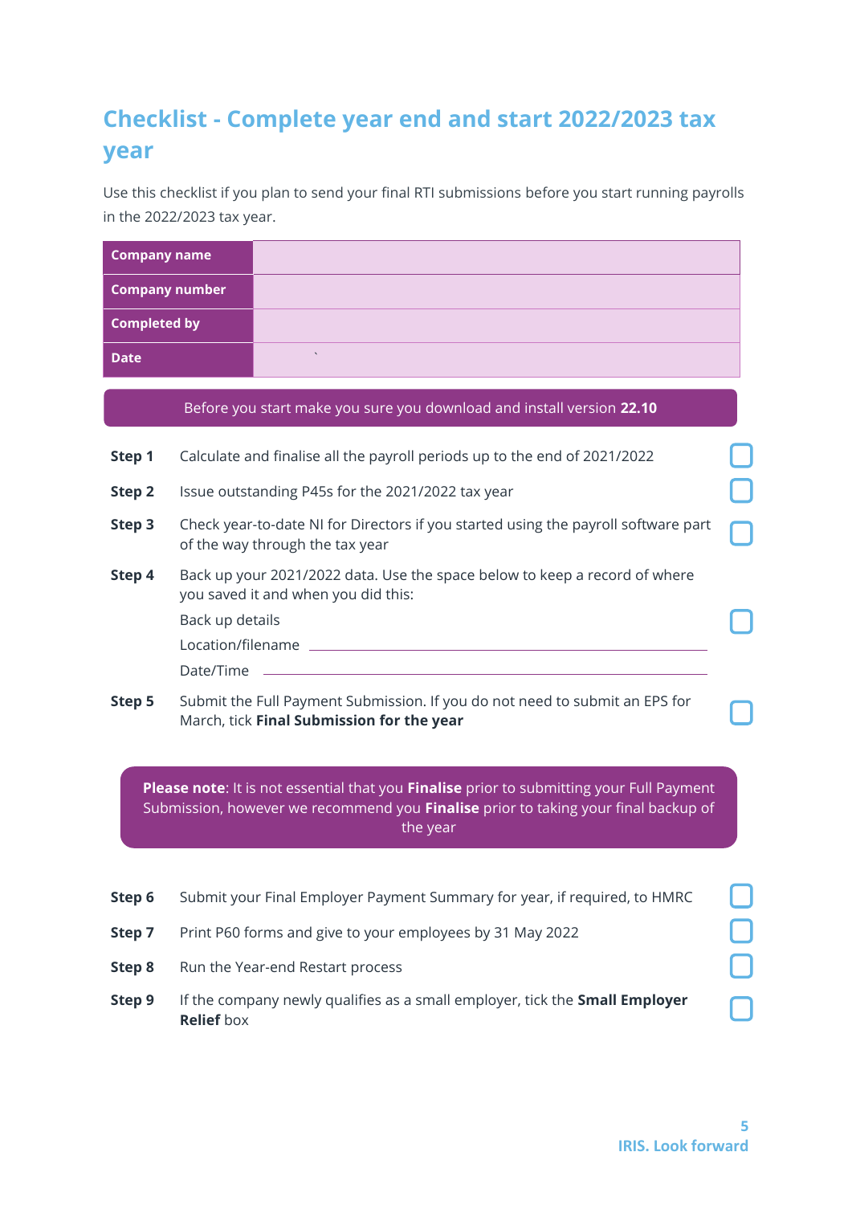# Checklist - Complete year end and start 2022/2023 tax year

Use this checklist if you plan to send your final RTI submissions before you start running payrolls in the 2022/2023 tax year.

| | |
|---|---|
| **Company name** | |
| **Company number** | |
| **Completed by** | |
| **Date** | ` |

Before you start make you sure you download and install version **22.10**

**Step 1** Calculate and finalise all the payroll periods up to the end of 2021/2022 ☐

**Step 2** Issue outstanding P45s for the 2021/2022 tax year ☐

**Step 3** Check year-to-date NI for Directors if you started using the payroll software part of the way through the tax year ☐

**Step 4** Back up your 2021/2022 data. Use the space below to keep a record of where you saved it and when you did this: ☐

Back up details

Location/filename ______________________________

Date/Time ______________________________

**Step 5** Submit the Full Payment Submission. If you do not need to submit an EPS for March, tick **Final Submission for the year** ☐

**Please note**: It is not essential that you **Finalise** prior to submitting your Full Payment Submission, however we recommend you **Finalise** prior to taking your final backup of the year

**Step 6** Submit your Final Employer Payment Summary for year, if required, to HMRC ☐

**Step 7** Print P60 forms and give to your employees by 31 May 2022 ☐

**Step 8** Run the Year-end Restart process ☐

**Step 9** If the company newly qualifies as a small employer, tick the **Small Employer Relief** box ☐

IRIS. Look forward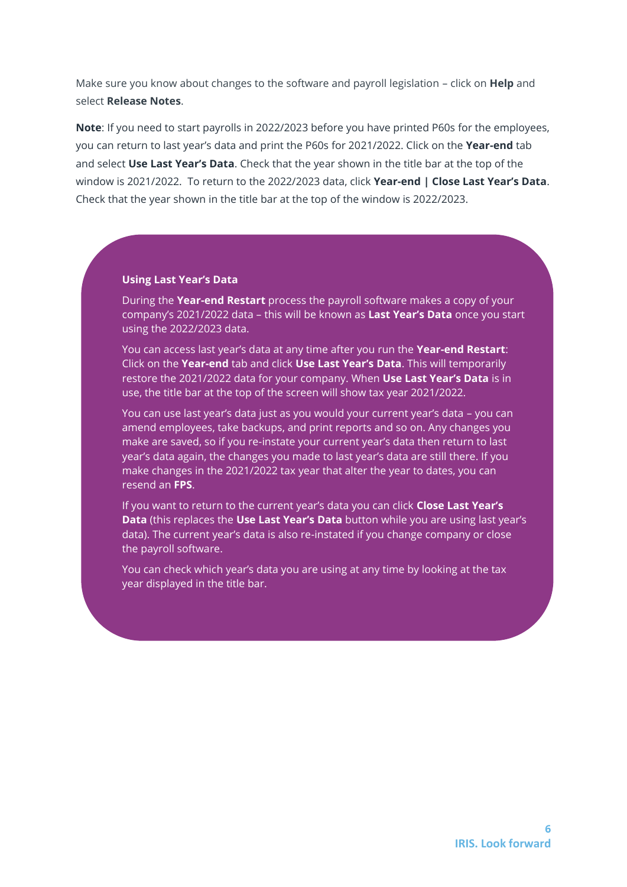Make sure you know about changes to the software and payroll legislation – click on **Help** and select **Release Notes**.

**Note**: If you need to start payrolls in 2022/2023 before you have printed P60s for the employees, you can return to last year's data and print the P60s for 2021/2022. Click on the **Year-end** tab and select **Use Last Year's Data**. Check that the year shown in the title bar at the top of the window is 2021/2022. To return to the 2022/2023 data, click **Year-end | Close Last Year's Data**. Check that the year shown in the title bar at the top of the window is 2022/2023.

### Using Last Year's Data

During the **Year-end Restart** process the payroll software makes a copy of your company's 2021/2022 data – this will be known as **Last Year's Data** once you start using the 2022/2023 data.

You can access last year's data at any time after you run the **Year-end Restart**: Click on the **Year-end** tab and click **Use Last Year's Data**. This will temporarily restore the 2021/2022 data for your company. When **Use Last Year's Data** is in use, the title bar at the top of the screen will show tax year 2021/2022.

You can use last year's data just as you would your current year's data – you can amend employees, take backups, and print reports and so on. Any changes you make are saved, so if you re-instate your current year's data then return to last year's data again, the changes you made to last year's data are still there. If you make changes in the 2021/2022 tax year that alter the year to dates, you can resend an **FPS**.

If you want to return to the current year's data you can click **Close Last Year's Data** (this replaces the **Use Last Year's Data** button while you are using last year's data). The current year's data is also re-instated if you change company or close the payroll software.

You can check which year's data you are using at any time by looking at the tax year displayed in the title bar.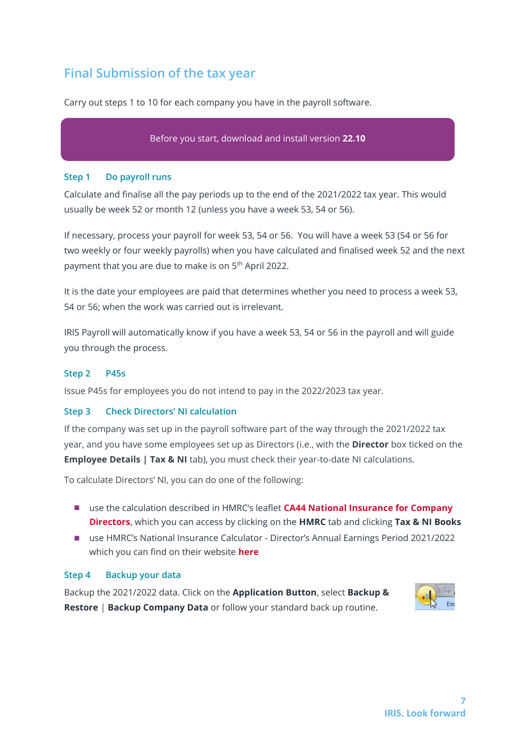## Final Submission of the tax year

Carry out steps 1 to 10 for each company you have in the payroll software.

> Before you start, download and install version **22.10**

### Step 1 Do payroll runs

Calculate and finalise all the pay periods up to the end of the 2021/2022 tax year. This would usually be week 52 or month 12 (unless you have a week 53, 54 or 56).

If necessary, process your payroll for week 53, 54 or 56. You will have a week 53 (54 or 56 for two weekly or four weekly payrolls) when you have calculated and finalised week 52 and the next payment that you are due to make is on 5th April 2022.

It is the date your employees are paid that determines whether you need to process a week 53, 54 or 56; when the work was carried out is irrelevant.

IRIS Payroll will automatically know if you have a week 53, 54 or 56 in the payroll and will guide you through the process.

### Step 2 P45s

Issue P45s for employees you do not intend to pay in the 2022/2023 tax year.

### Step 3 Check Directors' NI calculation

If the company was set up in the payroll software part of the way through the 2021/2022 tax year, and you have some employees set up as Directors (i.e., with the **Director** box ticked on the **Employee Details | Tax & NI** tab), you must check their year-to-date NI calculations.

To calculate Directors' NI, you can do one of the following:

- use the calculation described in HMRC's leaflet **CA44 National Insurance for Company Directors**, which you can access by clicking on the **HMRC** tab and clicking **Tax & NI Books**
- use HMRC's National Insurance Calculator - Director's Annual Earnings Period 2021/2022 which you can find on their website **here**

### Step 4 Backup your data

Backup the 2021/2022 data. Click on the **Application Button**, select **Backup & Restore** | **Backup Company Data** or follow your standard back up routine.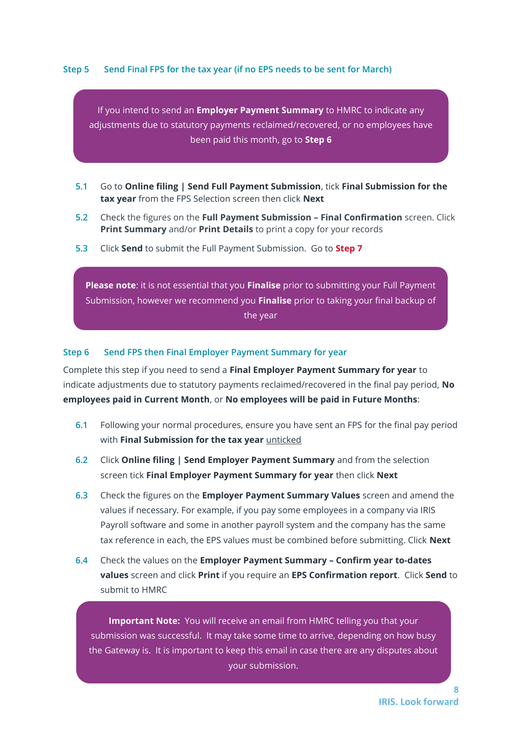### Step 5 Send Final FPS for the tax year (if no EPS needs to be sent for March)

> If you intend to send an **Employer Payment Summary** to HMRC to indicate any adjustments due to statutory payments reclaimed/recovered, or no employees have been paid this month, go to **Step 6**

5.1 Go to **Online filing | Send Full Payment Submission**, tick **Final Submission for the tax year** from the FPS Selection screen then click **Next**

5.2 Check the figures on the **Full Payment Submission – Final Confirmation** screen. Click **Print Summary** and/or **Print Details** to print a copy for your records

5.3 Click **Send** to submit the Full Payment Submission. Go to **Step 7**

> **Please note**: it is not essential that you **Finalise** prior to submitting your Full Payment Submission, however we recommend you **Finalise** prior to taking your final backup of the year

### Step 6 Send FPS then Final Employer Payment Summary for year

Complete this step if you need to send a **Final Employer Payment Summary for year** to indicate adjustments due to statutory payments reclaimed/recovered in the final pay period, **No employees paid in Current Month**, or **No employees will be paid in Future Months**:

6.1 Following your normal procedures, ensure you have sent an FPS for the final pay period with **Final Submission for the tax year** unticked

6.2 Click **Online filing | Send Employer Payment Summary** and from the selection screen tick **Final Employer Payment Summary for year** then click **Next**

6.3 Check the figures on the **Employer Payment Summary Values** screen and amend the values if necessary. For example, if you pay some employees in a company via IRIS Payroll software and some in another payroll system and the company has the same tax reference in each, the EPS values must be combined before submitting. Click **Next**

6.4 Check the values on the **Employer Payment Summary – Confirm year to-dates values** screen and click **Print** if you require an **EPS Confirmation report**. Click **Send** to submit to HMRC

> **Important Note:** You will receive an email from HMRC telling you that your submission was successful. It may take some time to arrive, depending on how busy the Gateway is. It is important to keep this email in case there are any disputes about your submission.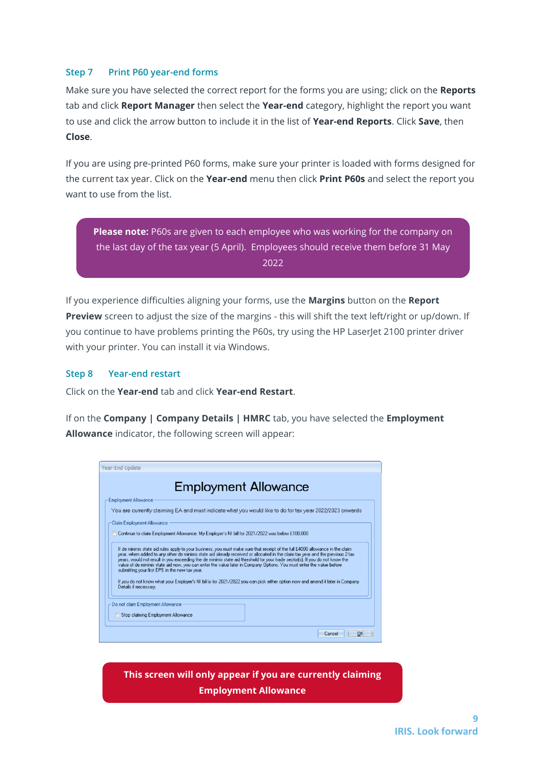### Step 7 Print P60 year-end forms

Make sure you have selected the correct report for the forms you are using; click on the **Reports** tab and click **Report Manager** then select the **Year-end** category, highlight the report you want to use and click the arrow button to include it in the list of **Year-end Reports**. Click **Save**, then **Close**.

If you are using pre-printed P60 forms, make sure your printer is loaded with forms designed for the current tax year. Click on the **Year-end** menu then click **Print P60s** and select the report you want to use from the list.

> **Please note:** P60s are given to each employee who was working for the company on the last day of the tax year (5 April). Employees should receive them before 31 May 2022

If you experience difficulties aligning your forms, use the **Margins** button on the **Report Preview** screen to adjust the size of the margins - this will shift the text left/right or up/down. If you continue to have problems printing the P60s, try using the HP LaserJet 2100 printer driver with your printer. You can install it via Windows.

### Step 8 Year-end restart

Click on the **Year-end** tab and click **Year-end Restart**.

If on the **Company | Company Details | HMRC** tab, you have selected the **Employment Allowance** indicator, the following screen will appear:

Year-End Update

Employment Allowance

Employment Allowance

You are currently claiming EA and must indicate what you would like to do for tax year 2022/2023 onwards

Claim Employment Allowance

Continue to claim Employment Allowance. My Employer's NI bill for 2021/2022 was below £100,000

If de minimis state aid rules apply to your business, you must make sure that receipt of the full £4000 allowance in the claim year, when added to any other de minimis state aid already received or allocated in the claim tax year and the previous 2 tax years, would not result in you exceeding the de minimis state aid threshold for your trade sector(s). If you do not know the value of de minimis state aid now, you can enter the value later in Company Options. You must enter the value before submitting your first EPS in the new tax year.

If you do not know what your Employer's NI bill is for 2021/2022 you can pick either option now and amend it later in Company Details if necessary.

Do not claim Employment Allowance

Stop claiming Employment Allowance

Cancel OK

> **This screen will only appear if you are currently claiming Employment Allowance**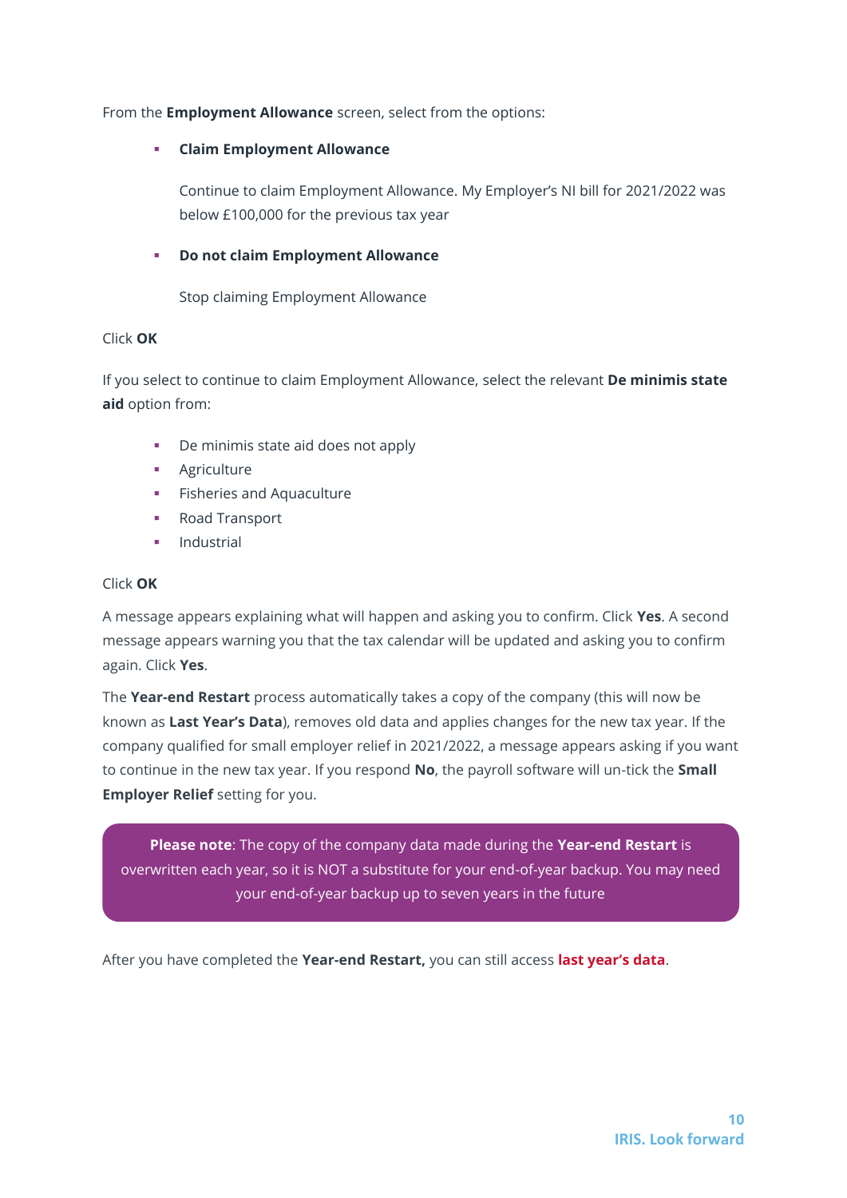From the **Employment Allowance** screen, select from the options:

- **Claim Employment Allowance**

  Continue to claim Employment Allowance. My Employer's NI bill for 2021/2022 was below £100,000 for the previous tax year

- **Do not claim Employment Allowance**

  Stop claiming Employment Allowance

Click **OK**

If you select to continue to claim Employment Allowance, select the relevant **De minimis state aid** option from:

- De minimis state aid does not apply
- Agriculture
- Fisheries and Aquaculture
- Road Transport
- Industrial

Click **OK**

A message appears explaining what will happen and asking you to confirm. Click **Yes**. A second message appears warning you that the tax calendar will be updated and asking you to confirm again. Click **Yes**.

The **Year-end Restart** process automatically takes a copy of the company (this will now be known as **Last Year's Data**), removes old data and applies changes for the new tax year. If the company qualified for small employer relief in 2021/2022, a message appears asking if you want to continue in the new tax year. If you respond **No**, the payroll software will un-tick the **Small Employer Relief** setting for you.

> **Please note**: The copy of the company data made during the **Year-end Restart** is overwritten each year, so it is NOT a substitute for your end-of-year backup. You may need your end-of-year backup up to seven years in the future

After you have completed the **Year-end Restart,** you can still access **last year's data**.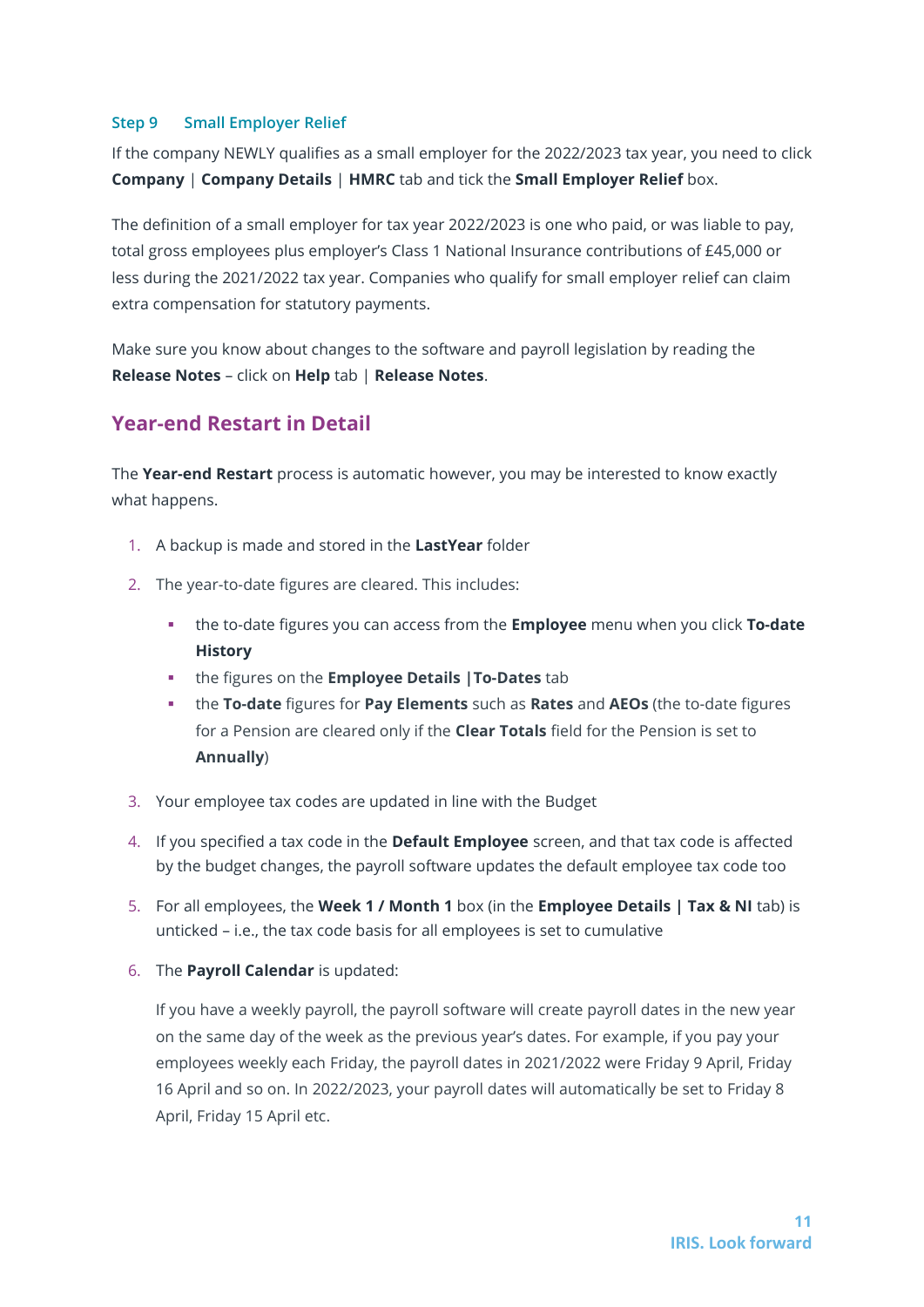### Step 9 Small Employer Relief

If the company NEWLY qualifies as a small employer for the 2022/2023 tax year, you need to click **Company** | **Company Details** | **HMRC** tab and tick the **Small Employer Relief** box.

The definition of a small employer for tax year 2022/2023 is one who paid, or was liable to pay, total gross employees plus employer's Class 1 National Insurance contributions of £45,000 or less during the 2021/2022 tax year. Companies who qualify for small employer relief can claim extra compensation for statutory payments.

Make sure you know about changes to the software and payroll legislation by reading the **Release Notes** – click on **Help** tab | **Release Notes**.

## Year-end Restart in Detail

The **Year-end Restart** process is automatic however, you may be interested to know exactly what happens.

1. A backup is made and stored in the **LastYear** folder
2. The year-to-date figures are cleared. This includes:
    - the to-date figures you can access from the **Employee** menu when you click **To-date History**
    - the figures on the **Employee Details |To-Dates** tab
    - the **To-date** figures for **Pay Elements** such as **Rates** and **AEOs** (the to-date figures for a Pension are cleared only if the **Clear Totals** field for the Pension is set to **Annually**)
3. Your employee tax codes are updated in line with the Budget
4. If you specified a tax code in the **Default Employee** screen, and that tax code is affected by the budget changes, the payroll software updates the default employee tax code too
5. For all employees, the **Week 1 / Month 1** box (in the **Employee Details | Tax & NI** tab) is unticked – i.e., the tax code basis for all employees is set to cumulative
6. The **Payroll Calendar** is updated:

    If you have a weekly payroll, the payroll software will create payroll dates in the new year on the same day of the week as the previous year's dates. For example, if you pay your employees weekly each Friday, the payroll dates in 2021/2022 were Friday 9 April, Friday 16 April and so on. In 2022/2023, your payroll dates will automatically be set to Friday 8 April, Friday 15 April etc.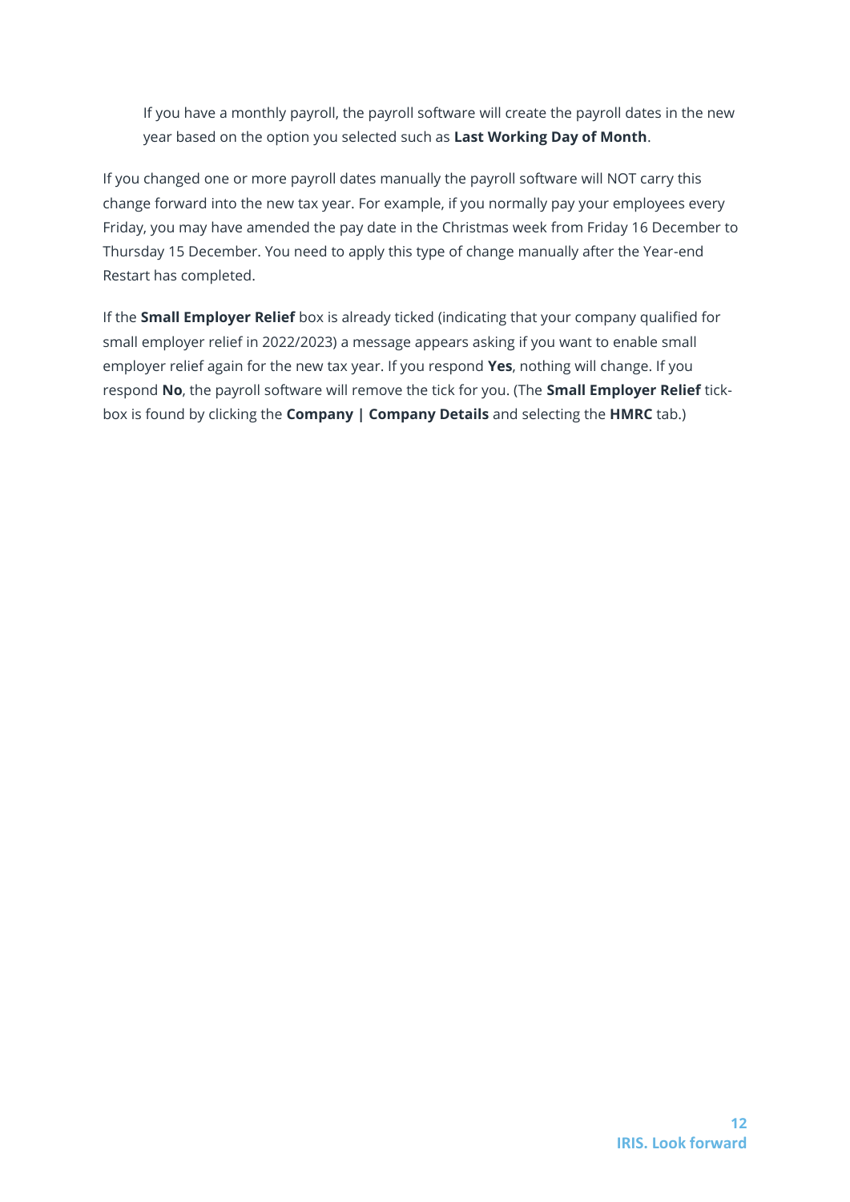If you have a monthly payroll, the payroll software will create the payroll dates in the new year based on the option you selected such as **Last Working Day of Month**.

If you changed one or more payroll dates manually the payroll software will NOT carry this change forward into the new tax year. For example, if you normally pay your employees every Friday, you may have amended the pay date in the Christmas week from Friday 16 December to Thursday 15 December. You need to apply this type of change manually after the Year-end Restart has completed.

If the **Small Employer Relief** box is already ticked (indicating that your company qualified for small employer relief in 2022/2023) a message appears asking if you want to enable small employer relief again for the new tax year. If you respond **Yes**, nothing will change. If you respond **No**, the payroll software will remove the tick for you. (The **Small Employer Relief** tick-box is found by clicking the **Company | Company Details** and selecting the **HMRC** tab.)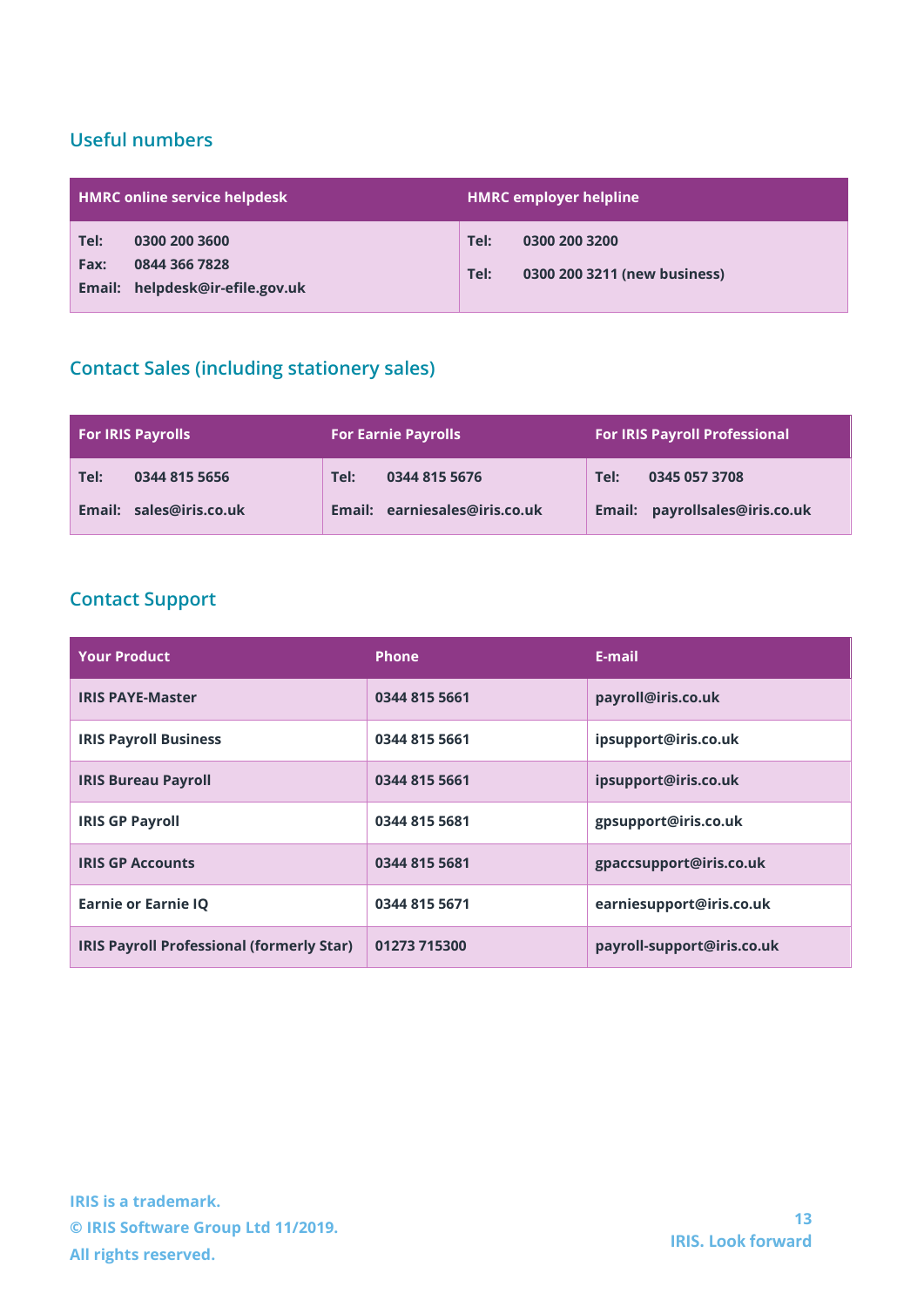## Useful numbers

| HMRC online service helpdesk | HMRC employer helpline |
|---|---|
| **Tel:** 0300 200 3600<br>**Fax:** 0844 366 7828<br>**Email:** helpdesk@ir-efile.gov.uk | **Tel:** 0300 200 3200<br>**Tel:** 0300 200 3211 (new business) |

## Contact Sales (including stationery sales)

| For IRIS Payrolls | For Earnie Payrolls | For IRIS Payroll Professional |
|---|---|---|
| **Tel:** 0344 815 5656 | **Tel:** 0344 815 5676 | **Tel:** 0345 057 3708 |
| **Email:** sales@iris.co.uk | **Email:** earniesales@iris.co.uk | **Email:** payrollsales@iris.co.uk |

## Contact Support

| Your Product | Phone | E-mail |
|---|---|---|
| IRIS PAYE-Master | 0344 815 5661 | payroll@iris.co.uk |
| IRIS Payroll Business | 0344 815 5661 | ipsupport@iris.co.uk |
| IRIS Bureau Payroll | 0344 815 5661 | ipsupport@iris.co.uk |
| IRIS GP Payroll | 0344 815 5681 | gpsupport@iris.co.uk |
| IRIS GP Accounts | 0344 815 5681 | gpaccsupport@iris.co.uk |
| Earnie or Earnie IQ | 0344 815 5671 | earniesupport@iris.co.uk |
| IRIS Payroll Professional (formerly Star) | 01273 715300 | payroll-support@iris.co.uk |

IRIS is a trademark.
© IRIS Software Group Ltd 11/2019.
All rights reserved.

IRIS. Look forward